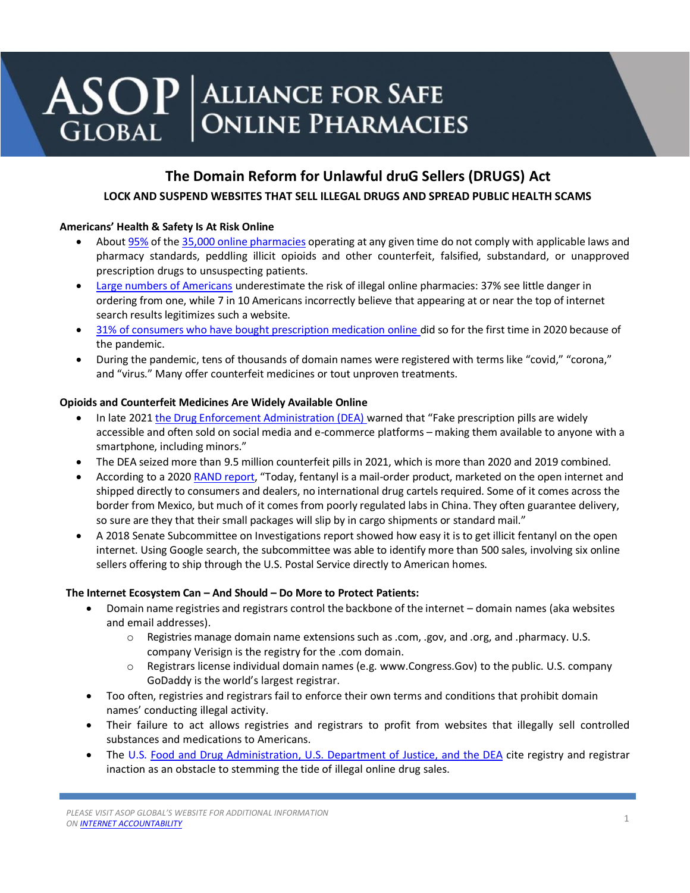# ASOP GLOBAL | ALLIANCE FOR SAFE ONLINE PHARMACIES

## The Domain Reform for Unlawful druG Sellers (DRUGS) Act

### LOCK AND SUSPEND WEBSITES THAT SELL ILLEGAL DRUGS AND SPREAD PUBLIC HEALTH SCAMS

**Americans' Health & Safety Is At Risk Online**

- About 95% of the 35,000 online pharmacies operating at any given time do not comply with applicable laws and pharmacy standards, peddling illicit opioids and other counterfeit, falsified, substandard, or unapproved prescription drugs to unsuspecting patients.
- Large numbers of Americans underestimate the risk of illegal online pharmacies: 37% see little danger in ordering from one, while 7 in 10 Americans incorrectly believe that appearing at or near the top of internet search results legitimizes such a website.
- 31% of consumers who have bought prescription medication online did so for the first time in 2020 because of the pandemic.
- During the pandemic, tens of thousands of domain names were registered with terms like "covid," "corona," and "virus." Many offer counterfeit medicines or tout unproven treatments.

**Opioids and Counterfeit Medicines Are Widely Available Online**

- In late 2021 the Drug Enforcement Administration (DEA) warned that "Fake prescription pills are widely accessible and often sold on social media and e-commerce platforms – making them available to anyone with a smartphone, including minors."
- The DEA seized more than 9.5 million counterfeit pills in 2021, which is more than 2020 and 2019 combined.
- According to a 2020 RAND report, "Today, fentanyl is a mail-order product, marketed on the open internet and shipped directly to consumers and dealers, no international drug cartels required. Some of it comes across the border from Mexico, but much of it comes from poorly regulated labs in China. They often guarantee delivery, so sure are they that their small packages will slip by in cargo shipments or standard mail."
- A 2018 Senate Subcommittee on Investigations report showed how easy it is to get illicit fentanyl on the open internet. Using Google search, the subcommittee was able to identify more than 500 sales, involving six online sellers offering to ship through the U.S. Postal Service directly to American homes.

**The Internet Ecosystem Can – And Should – Do More to Protect Patients:**

- Domain name registries and registrars control the backbone of the internet – domain names (aka websites and email addresses).
  - Registries manage domain name extensions such as .com, .gov, and .org, and .pharmacy. U.S. company Verisign is the registry for the .com domain.
  - Registrars license individual domain names (e.g. www.Congress.Gov) to the public. U.S. company GoDaddy is the world's largest registrar.
- Too often, registries and registrars fail to enforce their own terms and conditions that prohibit domain names' conducting illegal activity.
- Their failure to act allows registries and registrars to profit from websites that illegally sell controlled substances and medications to Americans.
- The U.S. Food and Drug Administration, U.S. Department of Justice, and the DEA cite registry and registrar inaction as an obstacle to stemming the tide of illegal online drug sales.

*PLEASE VISIT ASOP GLOBAL'S WEBSITE FOR ADDITIONAL INFORMATION ON INTERNET ACCOUNTABILITY*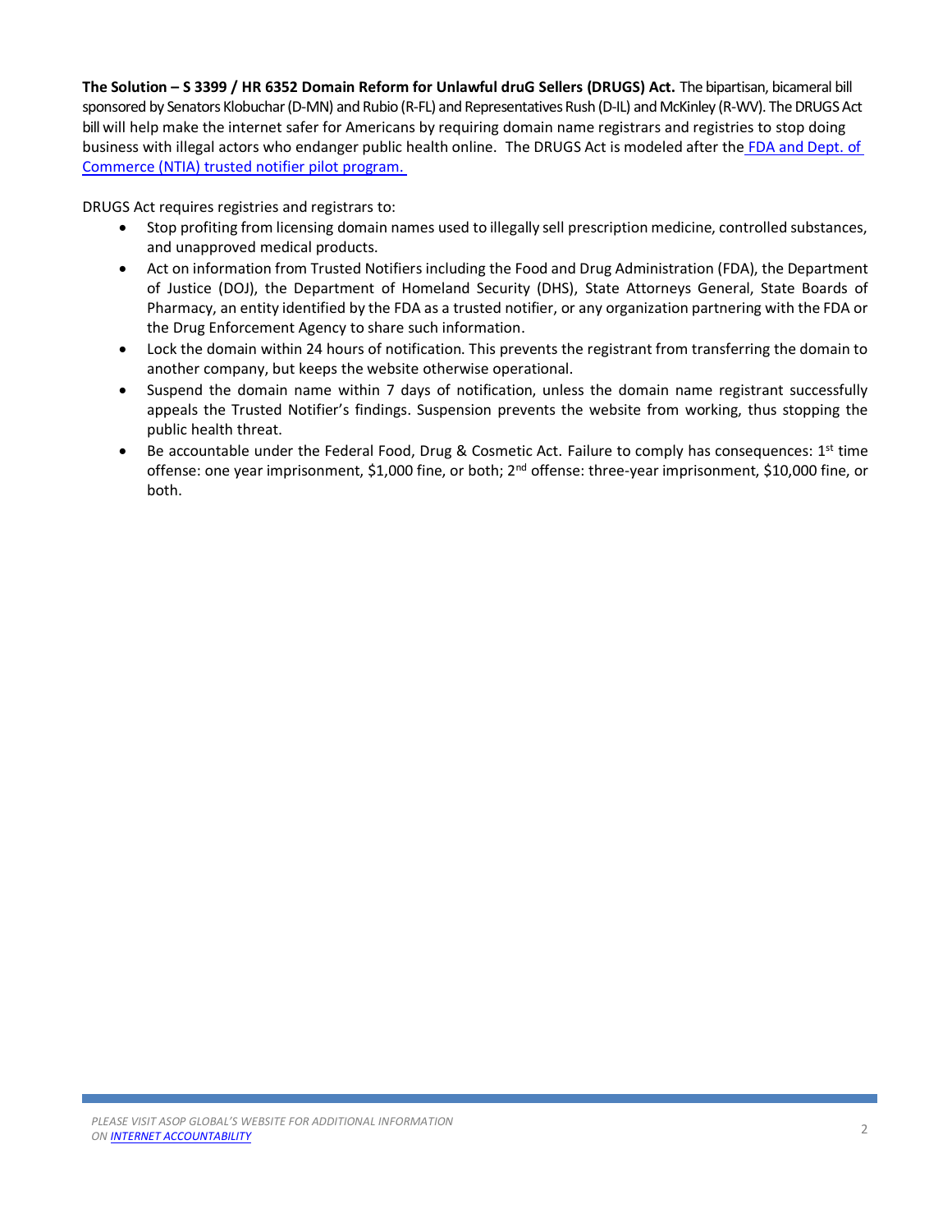**The Solution – S 3399 / HR 6352 Domain Reform for Unlawful druG Sellers (DRUGS) Act.** The bipartisan, bicameral bill sponsored by Senators Klobuchar (D-MN) and Rubio (R-FL) and Representatives Rush (D-IL) and McKinley (R-WV). The DRUGS Act bill will help make the internet safer for Americans by requiring domain name registrars and registries to stop doing business with illegal actors who endanger public health online. The DRUGS Act is modeled after the [FDA and Dept. of Commerce (NTIA) trusted notifier pilot program.]()

DRUGS Act requires registries and registrars to:

- Stop profiting from licensing domain names used to illegally sell prescription medicine, controlled substances, and unapproved medical products.
- Act on information from Trusted Notifiers including the Food and Drug Administration (FDA), the Department of Justice (DOJ), the Department of Homeland Security (DHS), State Attorneys General, State Boards of Pharmacy, an entity identified by the FDA as a trusted notifier, or any organization partnering with the FDA or the Drug Enforcement Agency to share such information.
- Lock the domain within 24 hours of notification. This prevents the registrant from transferring the domain to another company, but keeps the website otherwise operational.
- Suspend the domain name within 7 days of notification, unless the domain name registrant successfully appeals the Trusted Notifier's findings. Suspension prevents the website from working, thus stopping the public health threat.
- Be accountable under the Federal Food, Drug & Cosmetic Act. Failure to comply has consequences: 1st time offense: one year imprisonment, $1,000 fine, or both; 2nd offense: three-year imprisonment, $10,000 fine, or both.

*PLEASE VISIT ASOP GLOBAL'S WEBSITE FOR ADDITIONAL INFORMATION ON [INTERNET ACCOUNTABILITY]()*